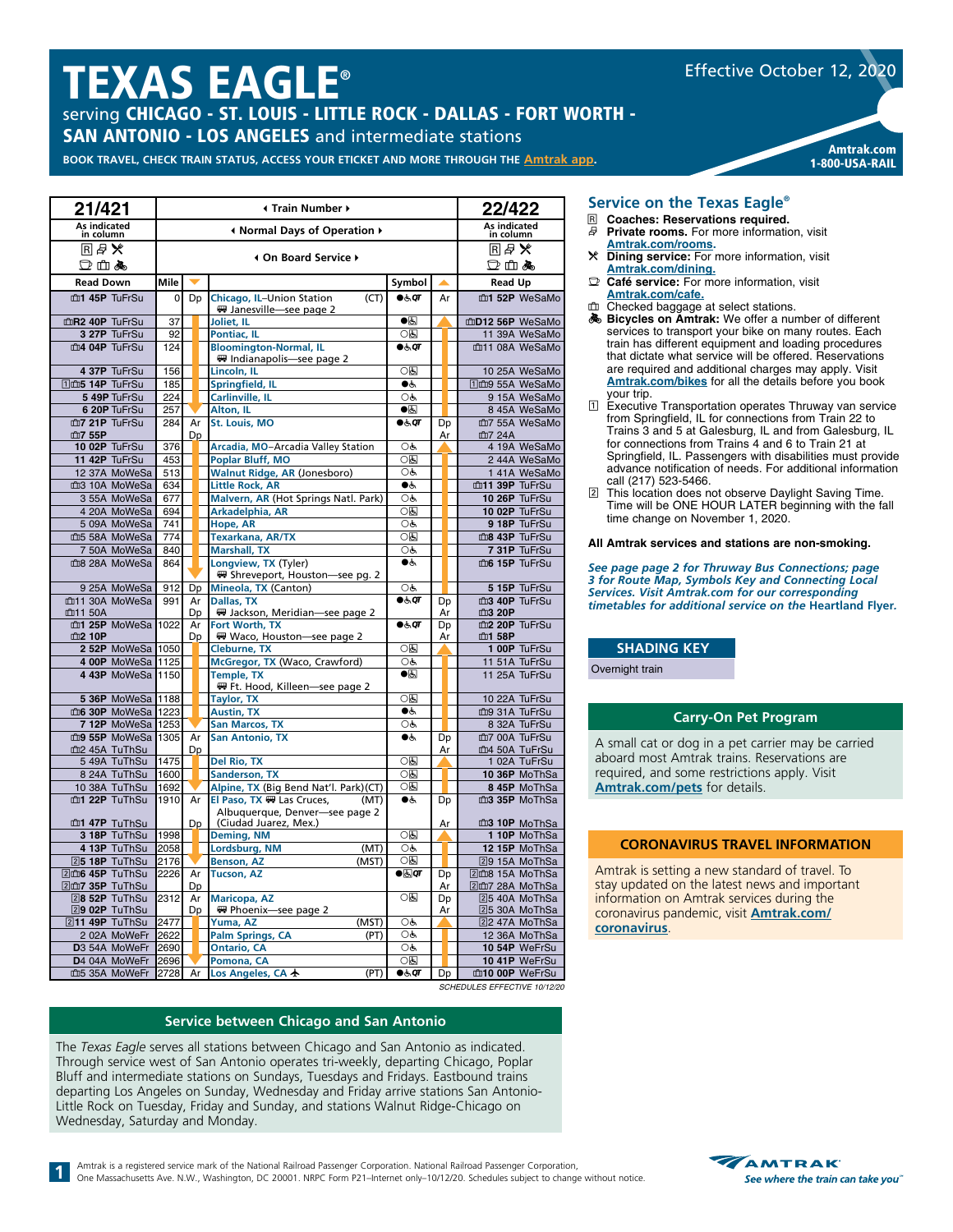# TEXAS EAGLE®

serving **CHICAGO - ST. LOUIS - LITTLE ROCK - DALLAS - FORT WORTH - SAN ANTONIO - LOS ANGELES** and intermediate stations

Effective October 12, 2020

**BOOK TRAVEL, CHECK TRAIN STATUS, ACCESS YOUR ETICKET AND MORE THROUGH THE Amtrak app.**

Amtrak.com
1-800-USA-RAIL

| 21/421 | | | | | | 22/422 |
|---|---|---|---|---|---|---|
| As indicated in column | | | Normal Days of Operation | | | As indicated in column |
| R 🛏 ✕ ☕ 🧳 🚲 | | | On Board Service | | | R 🛏 ✕ ☕ 🧳 🚲 |
| **Read Down** | **Mile** | ▼ | | **Symbol** | ▲ | **Read Up** |
| 🧳1 45P TuFrSu | 0 | Dp | Chicago, IL–Union Station (CT) 🚌 Janesville—see page 2 | ●♿QT | Ar | 🧳1 52P WeSaMo |
| 🧳R2 40P TuFrSu | 37 | | Joliet, IL | ●♿ | | 🧳D12 56P WeSaMo |
| 3 27P TuFrSu | 92 | | Pontiac, IL | ○♿ | | 11 39A WeSaMo |
| 🧳4 04P TuFrSu | 124 | | Bloomington-Normal, IL 🚌 Indianapolis—see page 2 | ●♿QT | | 🧳11 08A WeSaMo |
| 4 37P TuFrSu | 156 | | Lincoln, IL | ○♿ | | 10 25A WeSaMo |
| [1]🧳5 14P TuFrSu | 185 | | Springfield, IL | ●♿ | | [1]🧳9 55A WeSaMo |
| 5 49P TuFrSu | 224 | | Carlinville, IL | ○♿ | | 9 15A WeSaMo |
| 6 20P TuFrSu | 257 | | Alton, IL | ●♿ | | 8 45A WeSaMo |
| 🧳7 21P TuFrSu | 284 | Ar | St. Louis, MO | ●♿QT | Dp | 🧳7 55A WeSaMo |
| 🧳7 55P | | Dp | | | Ar | 🧳7 24A |
| 10 02P TuFrSu | 376 | | Arcadia, MO–Arcadia Valley Station | ○♿ | | 4 19A WeSaMo |
| 11 42P TuFrSu | 453 | | Poplar Bluff, MO | ○♿ | | 2 44A WeSaMo |
| 12 37A MoWeSa | 513 | | Walnut Ridge, AR (Jonesboro) | ○♿ | | 1 41A WeSaMo |
| 🧳3 10A MoWeSa | 634 | | Little Rock, AR | ●♿ | | 🧳11 39P TuFrSu |
| 3 55A MoWeSa | 677 | | Malvern, AR (Hot Springs Natl. Park) | ○♿ | | 10 26P TuFrSu |
| 4 20A MoWeSa | 694 | | Arkadelphia, AR | ○♿ | | 10 02P TuFrSu |
| 5 09A MoWeSa | 741 | | Hope, AR | ○♿ | | 9 18P TuFrSu |
| 🧳5 58A MoWeSa | 774 | | Texarkana, AR/TX | ○♿ | | 🧳8 43P TuFrSu |
| 7 50A MoWeSa | 840 | | Marshall, TX | ○♿ | | 7 31P TuFrSu |
| 🧳8 28A MoWeSa | 864 | | Longview, TX (Tyler) 🚌 Shreveport, Houston—see pg. 2 | ●♿ | | 🧳6 15P TuFrSu |
| 9 25A MoWeSa | 912 | Dp | Mineola, TX (Canton) | ○♿ | | 5 15P TuFrSu |
| 🧳11 30A MoWeSa | 991 | Ar | Dallas, TX | ●♿QT | Dp | 🧳3 40P TuFrSu |
| 🧳11 50A | | Dp | 🚌 Jackson, Meridian—see page 2 | | Ar | 🧳3 20P |
| 🧳1 25P MoWeSa | 1022 | Ar | Fort Worth, TX | ●♿QT | Dp | 🧳2 20P TuFrSu |
| 🧳2 10P | | Dp | 🚌 Waco, Houston—see page 2 | | Ar | 🧳1 58P |
| 2 52P MoWeSa | 1050 | | Cleburne, TX | ○♿ | | 1 00P TuFrSu |
| 4 00P MoWeSa | 1125 | | McGregor, TX (Waco, Crawford) | ○♿ | | 11 51A TuFrSu |
| 4 43P MoWeSa | 1150 | | Temple, TX 🚌 Ft. Hood, Killeen—see page 2 | ●♿ | | 11 25A TuFrSu |
| 5 36P MoWeSa | 1188 | | Taylor, TX | ○♿ | | 10 22A TuFrSu |
| 🧳6 30P MoWeSa | 1223 | | Austin, TX | ●♿ | | 🧳9 31A TuFrSu |
| 7 12P MoWeSa | 1253 | | San Marcos, TX | ○♿ | | 8 32A TuFrSu |
| 🧳9 55P MoWeSa | 1305 | Ar | San Antonio, TX | ●♿ | Dp | 🧳7 00A TuFrSu |
| 🧳2 45A TuThSu | | Dp | | | Ar | 🧳4 50A TuFrSu |
| 5 49A TuThSu | 1475 | | Del Rio, TX | ○♿ | | 1 02A TuFrSu |
| 8 24A TuThSu | 1600 | | Sanderson, TX | ○♿ | | 10 36P MoThSa |
| 10 38A TuThSu | 1692 | | Alpine, TX (Big Bend Nat'l. Park) (CT) | ○♿ | | 8 45P MoThSa |
| 🧳1 22P TuThSu | 1910 | Ar | El Paso, TX 🚌 Las Cruces, (MT) Albuquerque, Denver—see page 2 | ●♿ | Dp | 🧳3 35P MoThSa |
| 🧳1 47P TuThSu | | Dp | (Ciudad Juarez, Mex.) | | Ar | 🧳3 10P MoThSa |
| 3 18P TuThSu | 1998 | | Deming, NM | ○♿ | | 1 10P MoThSa |
| 4 13P TuThSu | 2058 | | Lordsburg, NM (MT) | ○♿ | | 12 15P MoThSa |
| [2]5 18P TuThSu | 2176 | | Benson, AZ (MST) | ○♿ | | [2]9 15A MoThSa |
| [2]🧳6 45P TuThSu | 2226 | Ar | Tucson, AZ | ●♿QT | Dp | [2]🧳8 15A MoThSa |
| [2]🧳7 35P TuThSu | | Dp | | | Ar | [2]🧳7 28A MoThSa |
| [2]8 52P TuThSu | 2312 | Ar | Maricopa, AZ | ○♿ | Dp | [2]5 40A MoThSa |
| [2]9 02P TuThSu | | Dp | 🚌 Phoenix—see page 2 | | Ar | [2]5 30A MoThSa |
| [2]11 49P TuThSu | 2477 | | Yuma, AZ (MST) | ○♿ | | [2]2 47A MoThSa |
| 2 02A MoWeFr | 2622 | | Palm Springs, CA (PT) | ○♿ | | 12 36A MoThSa |
| D3 54A MoWeFr | 2690 | | Ontario, CA | ○♿ | | 10 54P WeFrSu |
| D4 04A MoWeFr | 2696 | | Pomona, CA | ○♿ | | 10 41P WeFrSu |
| 🧳5 35A MoWeFr | 2728 | Ar | Los Angeles, CA ✈ (PT) | ●♿QT | Dp | 🧳10 00P WeFrSu |

SCHEDULES EFFECTIVE 10/12/20

## Service on the Texas Eagle®

- R **Coaches: Reservations required.**
- 🛏 **Private rooms.** For more information, visit **Amtrak.com/rooms.**
- ✕ **Dining service:** For more information, visit **Amtrak.com/dining.**
- ☕ **Café service:** For more information, visit **Amtrak.com/cafe.**
- 🧳 Checked baggage at select stations.
- 🚲 **Bicycles on Amtrak:** We offer a number of different services to transport your bike on many routes. Each train has different equipment and loading procedures that dictate what service will be offered. Reservations are required and additional charges may apply. Visit **Amtrak.com/bikes** for all the details before you book your trip.
- [1] Executive Transportation operates Thruway van service from Springfield, IL for connections from Train 22 to Trains 3 and 5 at Galesburg, IL and from Galesburg, IL for connections from Trains 4 and 6 to Train 21 at Springfield, IL. Passengers with disabilities must provide advance notification of needs. For additional information call (217) 523-5466.
- [2] This location does not observe Daylight Saving Time. Time will be ONE HOUR LATER beginning with the fall time change on November 1, 2020.

**All Amtrak services and stations are non-smoking.**

*See page page 2 for Thruway Bus Connections; page 3 for Route Map, Symbols Key and Connecting Local Services. Visit Amtrak.com for our corresponding timetables for additional service on the* ***Heartland Flyer.***

## SHADING KEY

Overnight train

## Carry-On Pet Program

A small cat or dog in a pet carrier may be carried aboard most Amtrak trains. Reservations are required, and some restrictions apply. Visit **Amtrak.com/pets** for details.

## CORONAVIRUS TRAVEL INFORMATION

Amtrak is setting a new standard of travel. To stay updated on the latest news and important information on Amtrak services during the coronavirus pandemic, visit **Amtrak.com/coronavirus**.

## Service between Chicago and San Antonio

The *Texas Eagle* serves all stations between Chicago and San Antonio as indicated. Through service west of San Antonio operates tri-weekly, departing Chicago, Poplar Bluff and intermediate stations on Sundays, Tuesdays and Fridays. Eastbound trains departing Los Angeles on Sunday, Wednesday and Friday arrive stations San Antonio-Little Rock on Tuesday, Friday and Sunday, and stations Walnut Ridge-Chicago on Wednesday, Saturday and Monday.

Amtrak is a registered service mark of the National Railroad Passenger Corporation. National Railroad Passenger Corporation, One Massachusetts Ave. N.W., Washington, DC 20001. NRPC Form P21–Internet only–10/12/20. Schedules subject to change without notice.

AMTRAK *See where the train can take you*™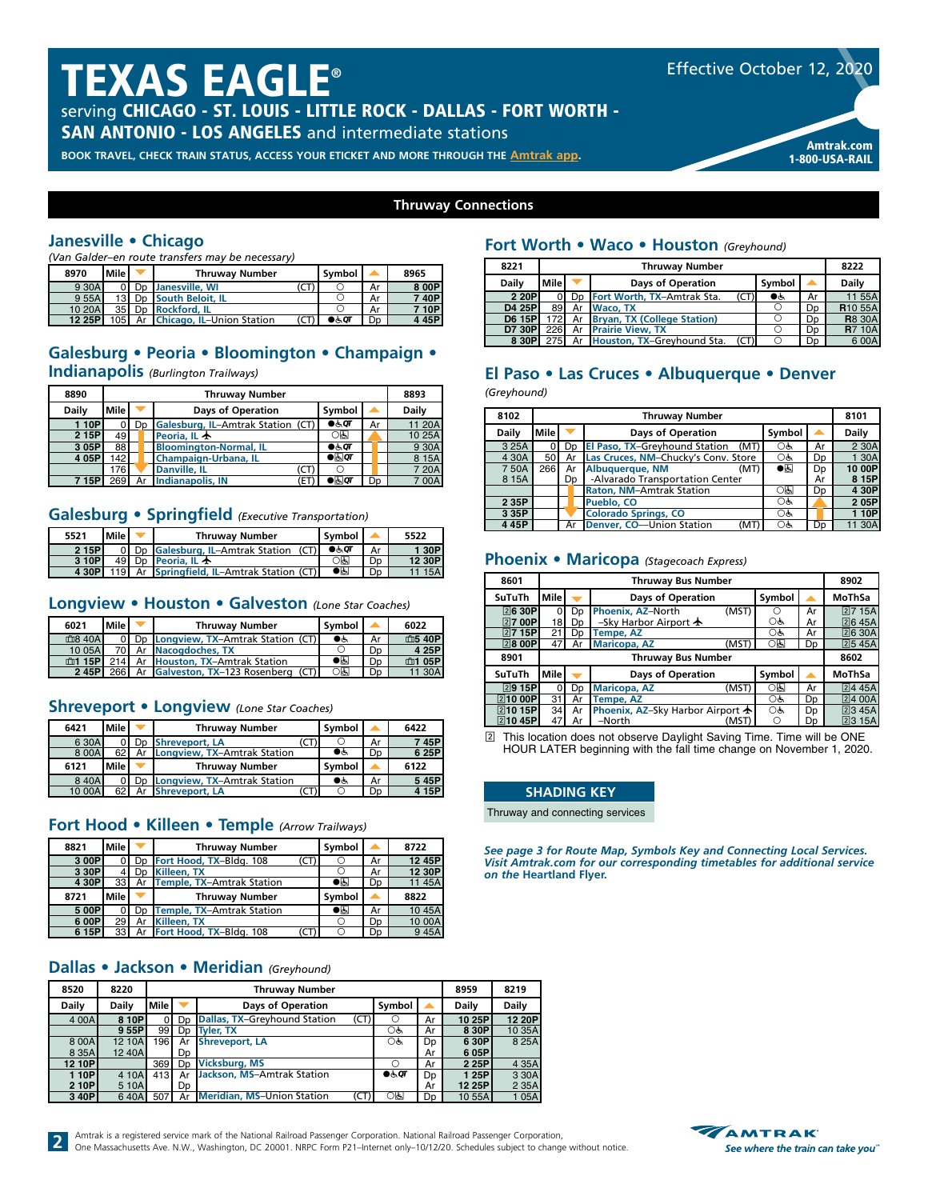# TEXAS EAGLE®

serving **CHICAGO - ST. LOUIS - LITTLE ROCK - DALLAS - FORT WORTH - SAN ANTONIO - LOS ANGELES** and intermediate stations

**BOOK TRAVEL, CHECK TRAIN STATUS, ACCESS YOUR ETICKET AND MORE THROUGH THE Amtrak app.**

Effective October 12, 2020

**Amtrak.com**
**1-800-USA-RAIL**

## Thruway Connections

### Janesville • Chicago

*(Van Galder–en route transfers may be necessary)*

| 8970 | Mile | ▼ | Thruway Number | Symbol | ▲ | 8965 |
|---|---|---|---|---|---|---|
| 9 30A | 0 | Dp | Janesville, WI (CT) | ○ | Ar | **8 00P** |
| 9 55A | 13 | Dp | South Beloit, IL | ○ | Ar | **7 40P** |
| 10 20A | 35 | Dp | Rockford, IL | ○ | Ar | **7 10P** |
| 12 25P | 105 | Ar | Chicago, IL–Union Station (CT) | ●♿QT | Dp | 4 45P |

### Galesburg • Peoria • Bloomington • Champaign • Indianapolis

*(Burlington Trailways)*

| 8890 | | | Thruway Number | | | 8893 |
|---|---|---|---|---|---|---|
| Daily | Mile | ▼ | | Symbol | ▲ | Daily |
| **1 10P** | 0 | Dp | Galesburg, IL–Amtrak Station (CT) | ●♿QT | Ar | 11 20A |
| **2 15P** | 49 | | Peoria, IL ✈ | ○♿ | | 10 25A |
| **3 05P** | 88 | | Bloomington-Normal, IL | ●♿QT | | 9 30A |
| **4 05P** | 142 | | Champaign-Urbana, IL | ●♿QT | | 8 15A |
| | 176 | | Danville, IL (CT) | ○ | | 7 20A |
| **7 15P** | 269 | Ar | Indianapolis, IN (ET) | ●♿QT | Dp | 7 00A |

### Galesburg • Springfield

*(Executive Transportation)*

| 5521 | Mile | ▼ | Thruway Number | Symbol | ▲ | 5522 |
|---|---|---|---|---|---|---|
| **2 15P** | 0 | Dp | Galesburg, IL–Amtrak Station (CT) | ●♿QT | Ar | **1 30P** |
| **3 10P** | 49 | Dp | Peoria, IL ✈ | ○♿ | Dp | **12 30P** |
| **4 30P** | 119 | Ar | Springfield, IL–Amtrak Station (CT) | ●♿ | Dp | 11 15A |

### Longview • Houston • Galveston

*(Lone Star Coaches)*

| 6021 | Mile | ▼ | Thruway Number | Symbol | ▲ | 6022 |
|---|---|---|---|---|---|---|
| 8 40A | 0 | Dp | Longview, TX–Amtrak Station (CT) | ●♿ | Ar | **5 40P** |
| 10 05A | 70 | Ar | Nacogdoches, TX | ○ | Dp | **4 25P** |
| 1 15P | 214 | Ar | Houston, TX–Amtrak Station | ●♿ | Dp | **1 05P** |
| **2 45P** | 266 | Ar | Galveston, TX–123 Rosenberg (CT) | ○♿ | Dp | 11 30A |

### Shreveport • Longview

*(Lone Star Coaches)*

| 6421 | Mile | ▼ | Thruway Number | Symbol | ▲ | 6422 |
|---|---|---|---|---|---|---|
| 6 30A | 0 | Dp | Shreveport, LA (CT) | ○ | Ar | **7 45P** |
| 8 00A | 62 | Ar | Longview, TX–Amtrak Station | ●♿ | Dp | **6 25P** |
| **6121** | **Mile** | **▼** | **Thruway Number** | **Symbol** | **▲** | **6122** |
| 8 40A | 0 | Dp | Longview, TX–Amtrak Station | ●♿ | Ar | **5 45P** |
| 10 00A | 62 | Ar | Shreveport, LA (CT) | ○ | Dp | **4 15P** |

### Fort Hood • Killeen • Temple

*(Arrow Trailways)*

| 8821 | Mile | ▼ | Thruway Number | Symbol | ▲ | 8722 |
|---|---|---|---|---|---|---|
| **3 00P** | 0 | Dp | Fort Hood, TX–Bldg. 108 (CT) | ○ | Ar | **12 45P** |
| **3 30P** | 4 | Dp | Killeen, TX | ○ | Ar | **12 30P** |
| **4 30P** | 33 | Ar | Temple, TX–Amtrak Station | ●♿ | Dp | 11 45A |
| **8721** | **Mile** | **▼** | **Thruway Number** | **Symbol** | **▲** | **8822** |
| **5 00P** | 0 | Dp | Temple, TX–Amtrak Station | ●♿ | Ar | 10 45A |
| **6 00P** | 29 | Ar | Killeen, TX | ○ | Dp | 10 00A |
| **6 15P** | 33 | Ar | Fort Hood, TX–Bldg. 108 (CT) | ○ | Dp | 9 45A |

### Dallas • Jackson • Meridian

*(Greyhound)*

| 8520 | 8220 | | | Thruway Number | | | 8959 | 8219 |
|---|---|---|---|---|---|---|---|---|
| Daily | Daily | Mile | ▼ | Days of Operation | Symbol | ▲ | Daily | Daily |
| 4 00A | **8 10P** | 0 | Dp | Dallas, TX–Greyhound Station (CT) | ○ | Ar | **10 25P** | **12 20P** |
| | **9 55P** | 99 | Dp | Tyler, TX | ○♿ | Ar | **8 30P** | 10 35A |
| 8 00A | 12 10A | 196 | Ar | Shreveport, LA | ○♿ | Dp | **6 30P** | 8 25A |
| 8 35A | 12 40A | | Dp | | | Ar | **6 05P** | |
| **12 10P** | | 369 | Dp | Vicksburg, MS | ○ | Ar | **2 25P** | 4 35A |
| **1 10P** | 4 10A | 413 | Ar | Jackson, MS–Amtrak Station | ●♿QT | Dp | **1 25P** | 3 30A |
| **2 10P** | 5 10A | | Dp | | | Ar | **12 25P** | 2 35A |
| **3 40P** | 6 40A | 507 | Ar | Meridian, MS–Union Station (CT) | ○♿ | Dp | 10 55A | 1 05A |

### Fort Worth • Waco • Houston

*(Greyhound)*

| 8221 | | | Thruway Number | | | 8222 |
|---|---|---|---|---|---|---|
| Daily | Mile | ▼ | Days of Operation | Symbol | ▲ | Daily |
| **2 20P** | 0 | Dp | Fort Worth, TX–Amtrak Sta. (CT) | ●♿ | Ar | 11 55A |
| D4 25P | 89 | Ar | Waco, TX | ○ | Dp | **R10 55A** |
| D6 15P | 172 | Ar | Bryan, TX (College Station) | ○ | Dp | **R8 30A** |
| D7 30P | 226 | Ar | Prairie View, TX | ○ | Dp | **R7 10A** |
| **8 30P** | 275 | Ar | Houston, TX–Greyhound Sta. (CT) | ○ | Dp | 6 00A |

### El Paso • Las Cruces • Albuquerque • Denver

*(Greyhound)*

| 8102 | | | Thruway Number | | | 8101 |
|---|---|---|---|---|---|---|
| Daily | Mile | ▼ | Days of Operation | Symbol | ▲ | Daily |
| 3 25A | 0 | Dp | El Paso, TX–Greyhound Station (MT) | ○♿ | Ar | 2 30A |
| 4 30A | 50 | Ar | Las Cruces, NM–Chucky's Conv. Store | ○♿ | Dp | 1 30A |
| 7 50A | 266 | Ar | Albuquerque, NM (MT) | ●♿ | Dp | **10 00P** |
| 8 15A | | Dp | -Alvarado Transportation Center | | Ar | **8 15P** |
| | | | Raton, NM–Amtrak Station | ○♿ | Dp | **4 30P** |
| **2 35P** | | | Pueblo, CO | ○♿ | | **2 05P** |
| **3 35P** | | | Colorado Springs, CO | ○♿ | | **1 10P** |
| **4 45P** | | Ar | Denver, CO—Union Station (MT) | ○♿ | Dp | 11 30A |

### Phoenix • Maricopa

*(Stagecoach Express)*

| 8601 | | | Thruway Bus Number | | | 8902 |
|---|---|---|---|---|---|---|
| SuTuTh | Mile | ▼ | Days of Operation | Symbol | ▲ | MoThSa |
| 2 **6 30P** | 0 | Dp | Phoenix, AZ–North (MST) | ○ | Ar | 2 7 15A |
| 2 **7 00P** | 18 | Dp | –Sky Harbor Airport ✈ | ○♿ | Ar | 2 6 45A |
| 2 **7 15P** | 21 | Dp | Tempe, AZ | ○♿ | Ar | 2 6 30A |
| 2 **8 00P** | 47 | Ar | Maricopa, AZ (MST) | ○♿ | Dp | 2 5 45A |
| **8901** | | | **Thruway Bus Number** | | | **8602** |
| **SuTuTh** | **Mile** | **▼** | **Days of Operation** | **Symbol** | **▲** | **MoThSa** |
| 2 **9 15P** | 0 | Dp | Maricopa, AZ (MST) | ○♿ | Ar | 2 4 45A |
| 2 **10 00P** | 31 | Ar | Tempe, AZ | ○♿ | Dp | 2 4 00A |
| 2 **10 15P** | 34 | Ar | Phoenix, AZ–Sky Harbor Airport ✈ | ○♿ | Dp | 2 3 45A |
| 2 **10 45P** | 47 | Ar | –North (MST) | ○ | Dp | 2 3 15A |

2 This location does not observe Daylight Saving Time. Time will be ONE HOUR LATER beginning with the fall time change on November 1, 2020.

**SHADING KEY**

Thruway and connecting services

***See page 3 for Route Map, Symbols Key and Connecting Local Services. Visit Amtrak.com for our corresponding timetables for additional service on the Heartland Flyer.***

Amtrak is a registered service mark of the National Railroad Passenger Corporation. National Railroad Passenger Corporation, One Massachusetts Ave. N.W., Washington, DC 20001. NRPC Form P21–Internet only–10/12/20. Schedules subject to change without notice.

AMTRAK *See where the train can take you*™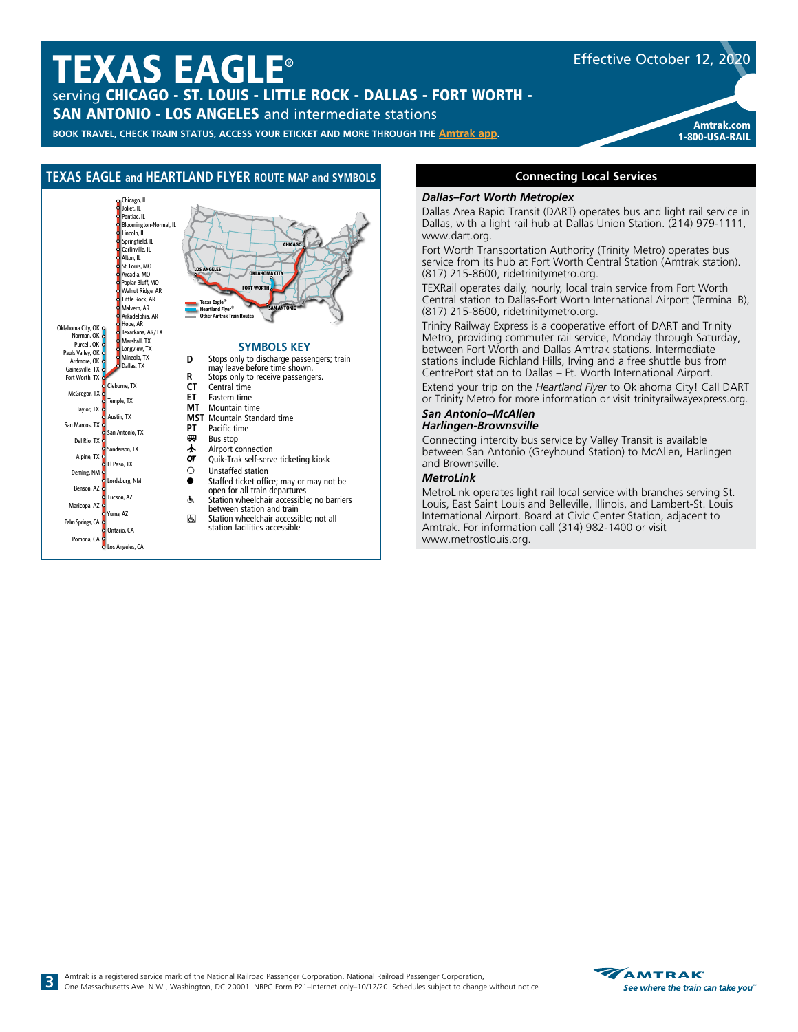# TEXAS EAGLE®

serving **CHICAGO - ST. LOUIS - LITTLE ROCK - DALLAS - FORT WORTH - SAN ANTONIO - LOS ANGELES** and intermediate stations

**BOOK TRAVEL, CHECK TRAIN STATUS, ACCESS YOUR ETICKET AND MORE THROUGH THE Amtrak app.**

Effective October 12, 2020

**Amtrak.com**
**1-800-USA-RAIL**

## TEXAS EAGLE and HEARTLAND FLYER ROUTE MAP and SYMBOLS

Chicago, IL
Joliet, IL
Pontiac, IL
Bloomington-Normal, IL
Lincoln, IL
Springfield, IL
Carlinville, IL
Alton, IL
St. Louis, MO
Arcadia, MO
Poplar Bluff, MO
Walnut Ridge, AR
Little Rock, AR
Malvern, AR
Arkadelphia, AR
Hope, AR
Texarkana, AR/TX
Marshall, TX
Longview, TX
Mineola, TX
Dallas, TX
Oklahoma City, OK
Norman, OK
Purcell, OK
Pauls Valley, OK
Ardmore, OK
Gainesville, TX
Fort Worth, TX
Cleburne, TX
McGregor, TX
Temple, TX
Taylor, TX
Austin, TX
San Marcos, TX
San Antonio, TX
Del Rio, TX
Sanderson, TX
Alpine, TX
El Paso, TX
Deming, NM
Lordsburg, NM
Benson, AZ
Tucson, AZ
Maricopa, AZ
Yuma, AZ
Palm Springs, CA
Ontario, CA
Pomona, CA
Los Angeles, CA

CHICAGO
LOS ANGELES
OKLAHOMA CITY
FORT WORTH
SAN ANTONIO

Texas Eagle®
Heartland Flyer®
Other Amtrak Train Routes

### SYMBOLS KEY

| | |
|---|---|
| **D** | Stops only to discharge passengers; train may leave before time shown. |
| **R** | Stops only to receive passengers. |
| **CT** | Central time |
| **ET** | Eastern time |
| **MT** | Mountain time |
| **MST** | Mountain Standard time |
| **PT** | Pacific time |
| 🚌 | Bus stop |
| ✈ | Airport connection |
| QT | Quik-Trak self-serve ticketing kiosk |
| ○ | Unstaffed station |
| ● | Staffed ticket office; may or may not be open for all train departures |
| ♿ | Station wheelchair accessible; no barriers between station and train |
| ♿ | Station wheelchair accessible; not all station facilities accessible |

## Connecting Local Services

### *Dallas–Fort Worth Metroplex*

Dallas Area Rapid Transit (DART) operates bus and light rail service in Dallas, with a light rail hub at Dallas Union Station. (214) 979-1111, www.dart.org.

Fort Worth Transportation Authority (Trinity Metro) operates bus service from its hub at Fort Worth Central Station (Amtrak station). (817) 215-8600, ridetrinitymetro.org.

TEXRail operates daily, hourly, local train service from Fort Worth Central station to Dallas-Fort Worth International Airport (Terminal B), (817) 215-8600, ridetrinitymetro.org.

Trinity Railway Express is a cooperative effort of DART and Trinity Metro, providing commuter rail service, Monday through Saturday, between Fort Worth and Dallas Amtrak stations. Intermediate stations include Richland Hills, Irving and a free shuttle bus from CentrePort station to Dallas – Ft. Worth International Airport.

Extend your trip on the *Heartland Flyer* to Oklahoma City! Call DART or Trinity Metro for more information or visit trinityrailwayexpress.org.

### *San Antonio–McAllen Harlingen-Brownsville*

Connecting intercity bus service by Valley Transit is available between San Antonio (Greyhound Station) to McAllen, Harlingen and Brownsville.

### *MetroLink*

MetroLink operates light rail local service with branches serving St. Louis, East Saint Louis and Belleville, Illinois, and Lambert-St. Louis International Airport. Board at Civic Center Station, adjacent to Amtrak. For information call (314) 982-1400 or visit www.metrostlouis.org.

Amtrak is a registered service mark of the National Railroad Passenger Corporation. National Railroad Passenger Corporation, One Massachusetts Ave. N.W., Washington, DC 20001. NRPC Form P21–Internet only–10/12/20. Schedules subject to change without notice.

AMTRAK *See where the train can take you*™